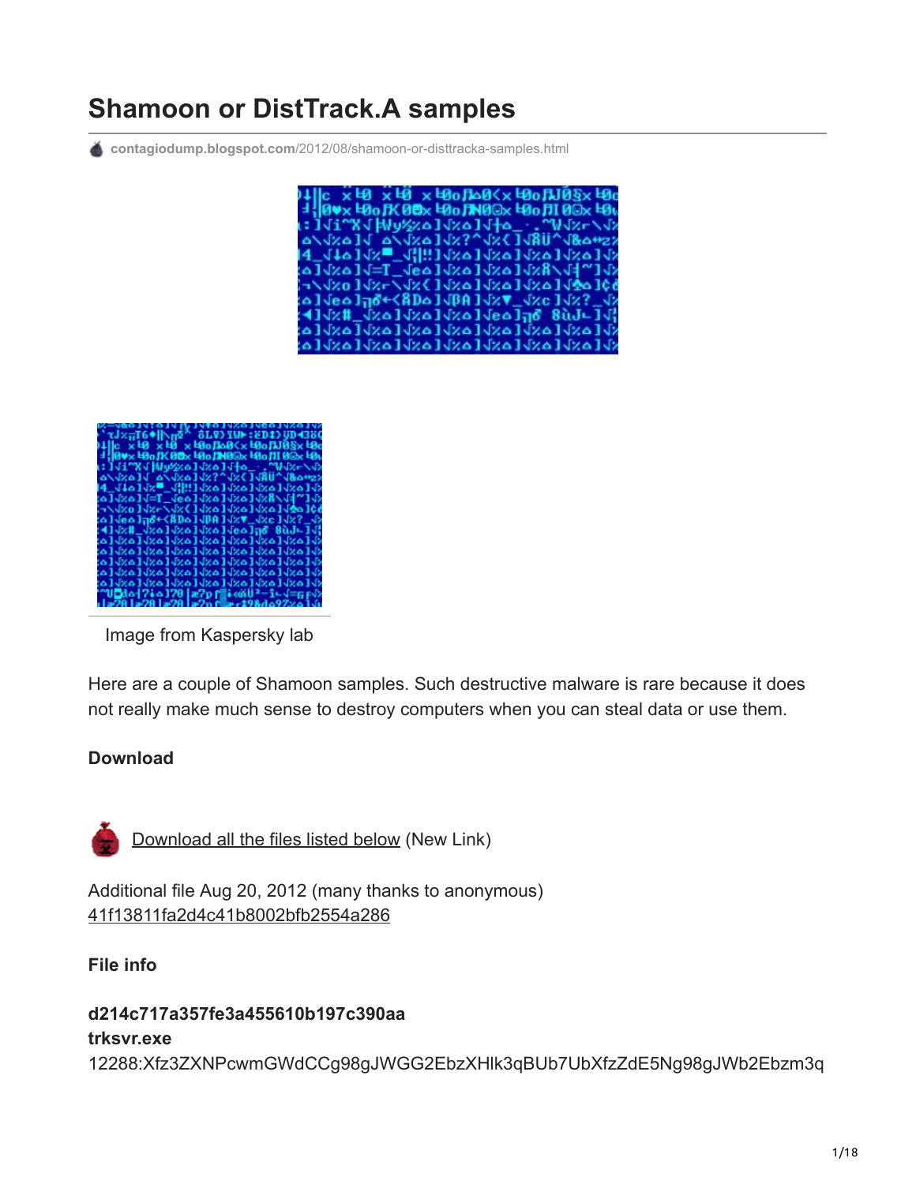# Shamoon or DistTrack.A samples

contagiodump.blogspot.com/2012/08/shamoon-or-disttracka-samples.html

Image from Kaspersky lab

Here are a couple of Shamoon samples. Such destructive malware is rare because it does not really make much sense to destroy computers when you can steal data or use them.

**Download**

Download all the files listed below (New Link)

Additional file Aug 20, 2012 (many thanks to anonymous)
41f13811fa2d4c41b8002bfb2554a286

**File info**

**d214c717a357fe3a455610b197c390aa**
**trksvr.exe**
12288:Xfz3ZXNPcwmGWdCCg98gJWGG2EbzXHlk3qBUb7UbXfzZdE5Ng98gJWb2Ebzm3q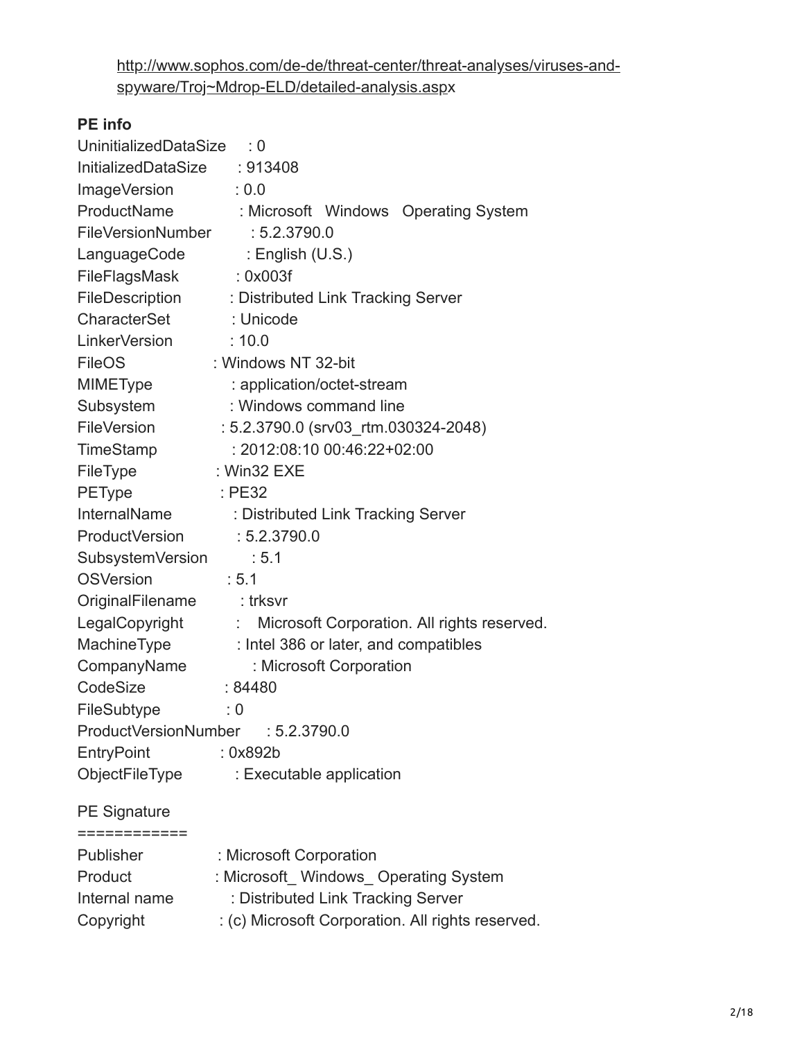[http://www.sophos.com/de-de/threat-center/threat-analyses/viruses-and-spyware/Troj~Mdrop-ELD/detailed-analysis.aspx](http://www.sophos.com/de-de/threat-center/threat-analyses/viruses-and-spyware/Troj~Mdrop-ELD/detailed-analysis.aspx)

**PE info**

UninitializedDataSize : 0
InitializedDataSize : 913408
ImageVersion : 0.0
ProductName : Microsoft Windows Operating System
FileVersionNumber : 5.2.3790.0
LanguageCode : English (U.S.)
FileFlagsMask : 0x003f
FileDescription : Distributed Link Tracking Server
CharacterSet : Unicode
LinkerVersion : 10.0
FileOS : Windows NT 32-bit
MIMEType : application/octet-stream
Subsystem : Windows command line
FileVersion : 5.2.3790.0 (srv03_rtm.030324-2048)
TimeStamp : 2012:08:10 00:46:22+02:00
FileType : Win32 EXE
PEType : PE32
InternalName : Distributed Link Tracking Server
ProductVersion : 5.2.3790.0
SubsystemVersion : 5.1
OSVersion : 5.1
OriginalFilename : trksvr
LegalCopyright : Microsoft Corporation. All rights reserved.
MachineType : Intel 386 or later, and compatibles
CompanyName : Microsoft Corporation
CodeSize : 84480
FileSubtype : 0
ProductVersionNumber : 5.2.3790.0
EntryPoint : 0x892b
ObjectFileType : Executable application

PE Signature
============
Publisher : Microsoft Corporation
Product : Microsoft_ Windows_ Operating System
Internal name : Distributed Link Tracking Server
Copyright : (c) Microsoft Corporation. All rights reserved.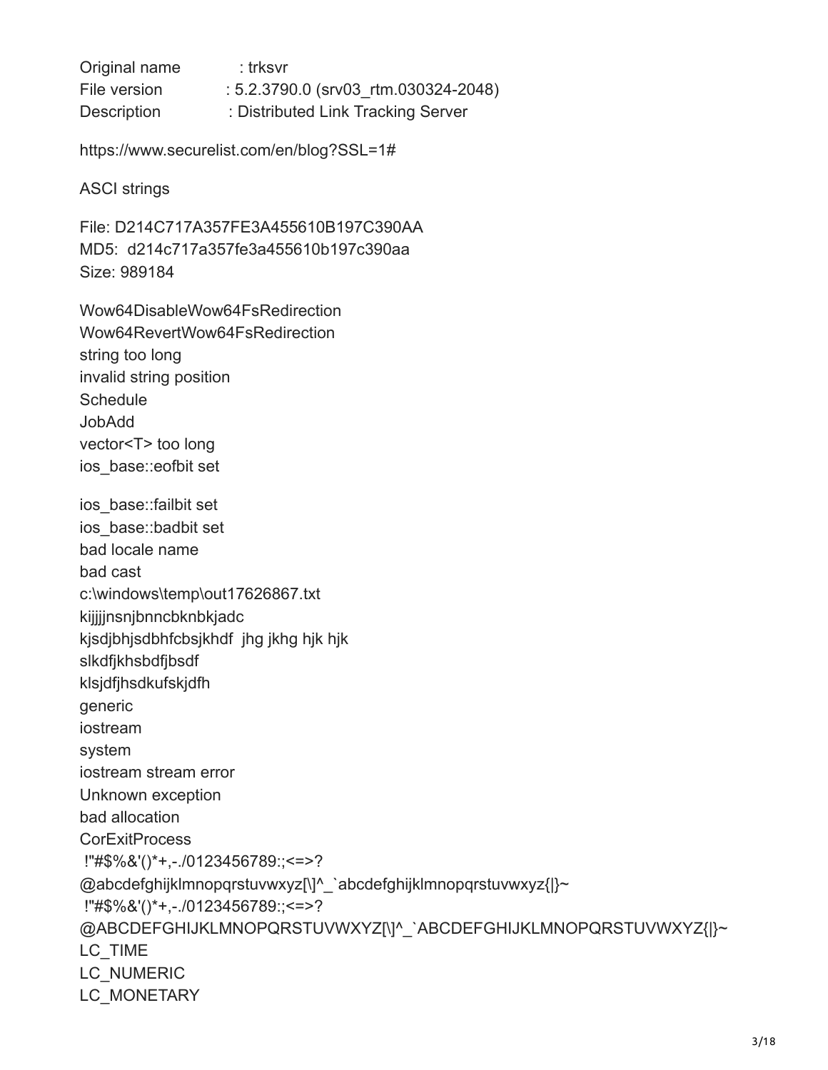Original name : trksvr
File version : 5.2.3790.0 (srv03_rtm.030324-2048)
Description : Distributed Link Tracking Server

https://www.securelist.com/en/blog?SSL=1#

ASCI strings

File: D214C717A357FE3A455610B197C390AA
MD5: d214c717a357fe3a455610b197c390aa
Size: 989184

Wow64DisableWow64FsRedirection
Wow64RevertWow64FsRedirection
string too long
invalid string position
Schedule
JobAdd
vector<T> too long
ios_base::eofbit set

ios_base::failbit set
ios_base::badbit set
bad locale name
bad cast
c:\windows\temp\out17626867.txt
kijjjjnsnjbnncbknbkjadc
kjsdjbhjsdbhfcbsjkhdf jhg jkhg hjk hjk
slkdfjkhsbdfjbsdf
klsjdfjhsdkufskjdfh
generic
iostream
system
iostream stream error
Unknown exception
bad allocation
CorExitProcess
 !"#$%&'()*+,-./0123456789:;<=>?
@abcdefghijklmnopqrstuvwxyz[\]^_`abcdefghijklmnopqrstuvwxyz{|}~
 !"#$%&'()*+,-./0123456789:;<=>?
@ABCDEFGHIJKLMNOPQRSTUVWXYZ[\]^_`ABCDEFGHIJKLMNOPQRSTUVWXYZ{|}~
LC_TIME
LC_NUMERIC
LC_MONETARY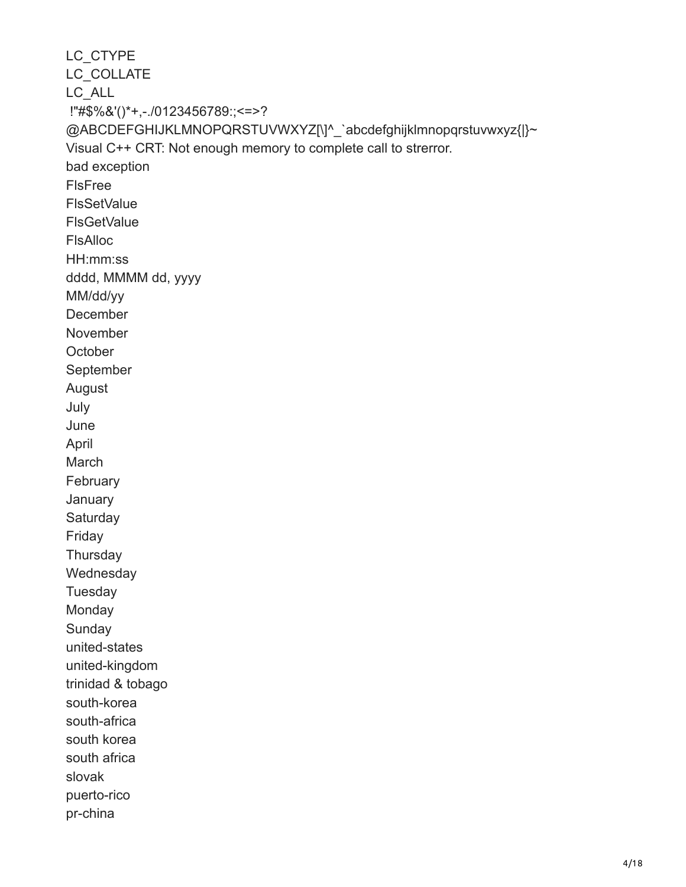LC_CTYPE

LC_COLLATE

LC_ALL

 !"#$%&'()*+,-./0123456789:;<=>?

@ABCDEFGHIJKLMNOPQRSTUVWXYZ[\]^_`abcdefghijklmnopqrstuvwxyz{|}~

Visual C++ CRT: Not enough memory to complete call to strerror.

bad exception

FlsFree

FlsSetValue

FlsGetValue

FlsAlloc

HH:mm:ss

dddd, MMMM dd, yyyy

MM/dd/yy

December

November

October

September

August

July

June

April

March

February

January

Saturday

Friday

Thursday

Wednesday

Tuesday

Monday

Sunday

united-states

united-kingdom

trinidad & tobago

south-korea

south-africa

south korea

south africa

slovak

puerto-rico

pr-china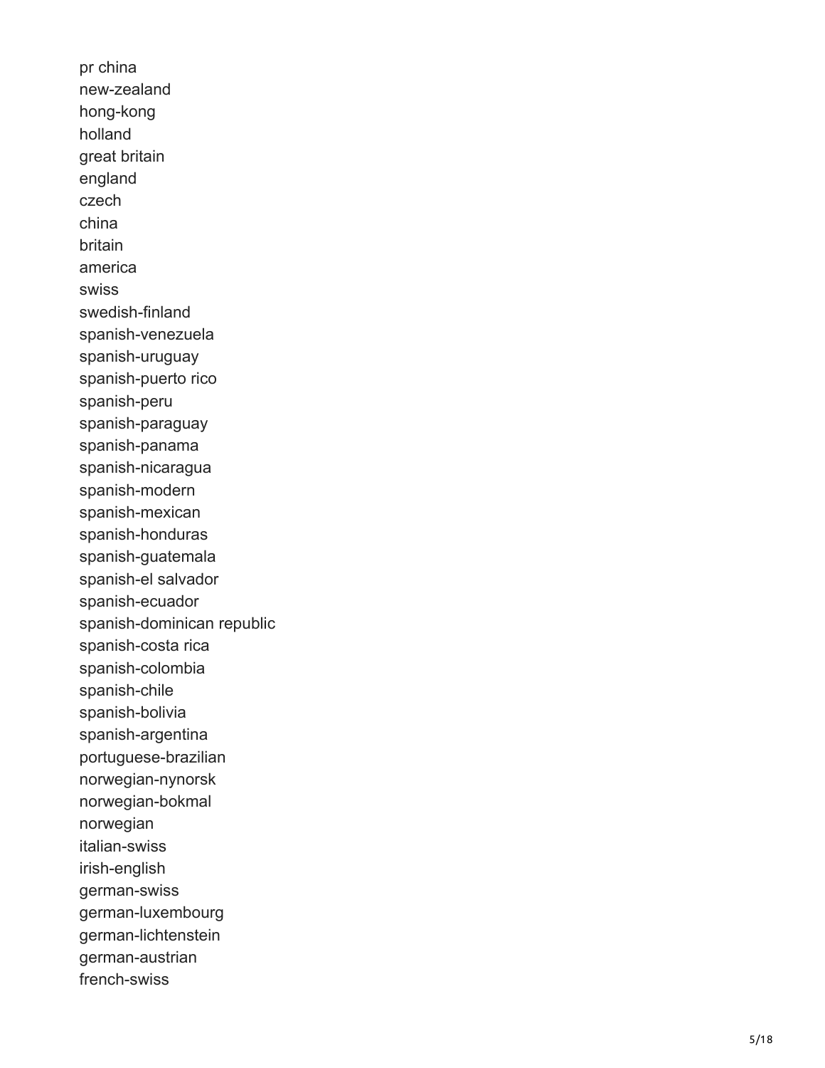pr china
new-zealand
hong-kong
holland
great britain
england
czech
china
britain
america
swiss
swedish-finland
spanish-venezuela
spanish-uruguay
spanish-puerto rico
spanish-peru
spanish-paraguay
spanish-panama
spanish-nicaragua
spanish-modern
spanish-mexican
spanish-honduras
spanish-guatemala
spanish-el salvador
spanish-ecuador
spanish-dominican republic
spanish-costa rica
spanish-colombia
spanish-chile
spanish-bolivia
spanish-argentina
portuguese-brazilian
norwegian-nynorsk
norwegian-bokmal
norwegian
italian-swiss
irish-english
german-swiss
german-luxembourg
german-lichtenstein
german-austrian
french-swiss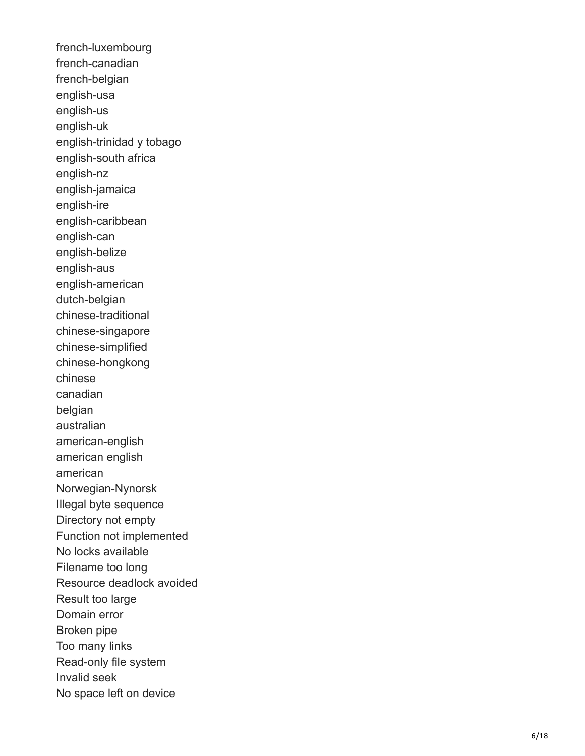french-luxembourg
french-canadian
french-belgian
english-usa
english-us
english-uk
english-trinidad y tobago
english-south africa
english-nz
english-jamaica
english-ire
english-caribbean
english-can
english-belize
english-aus
english-american
dutch-belgian
chinese-traditional
chinese-singapore
chinese-simplified
chinese-hongkong
chinese
canadian
belgian
australian
american-english
american english
american
Norwegian-Nynorsk
Illegal byte sequence
Directory not empty
Function not implemented
No locks available
Filename too long
Resource deadlock avoided
Result too large
Domain error
Broken pipe
Too many links
Read-only file system
Invalid seek
No space left on device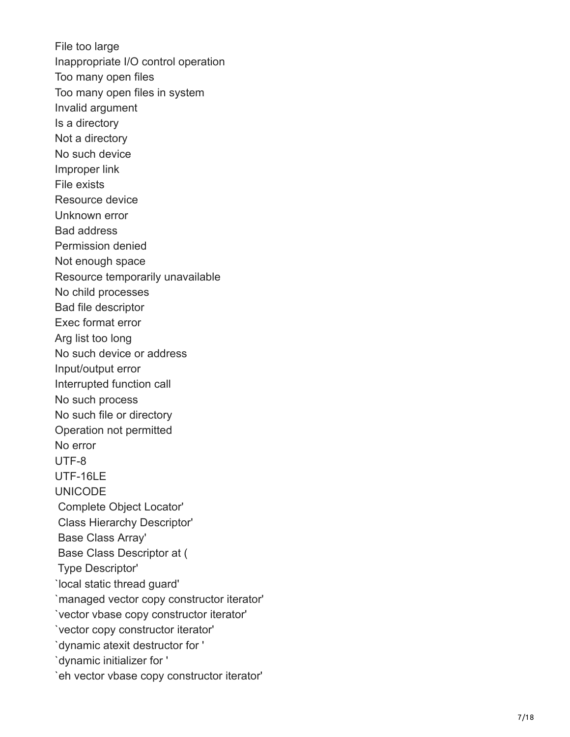File too large
Inappropriate I/O control operation
Too many open files
Too many open files in system
Invalid argument
Is a directory
Not a directory
No such device
Improper link
File exists
Resource device
Unknown error
Bad address
Permission denied
Not enough space
Resource temporarily unavailable
No child processes
Bad file descriptor
Exec format error
Arg list too long
No such device or address
Input/output error
Interrupted function call
No such process
No such file or directory
Operation not permitted
No error
UTF-8
UTF-16LE
UNICODE
 Complete Object Locator'
 Class Hierarchy Descriptor'
 Base Class Array'
 Base Class Descriptor at (
 Type Descriptor'
`local static thread guard'
`managed vector copy constructor iterator'
`vector vbase copy constructor iterator'
`vector copy constructor iterator'
`dynamic atexit destructor for '
`dynamic initializer for '
`eh vector vbase copy constructor iterator'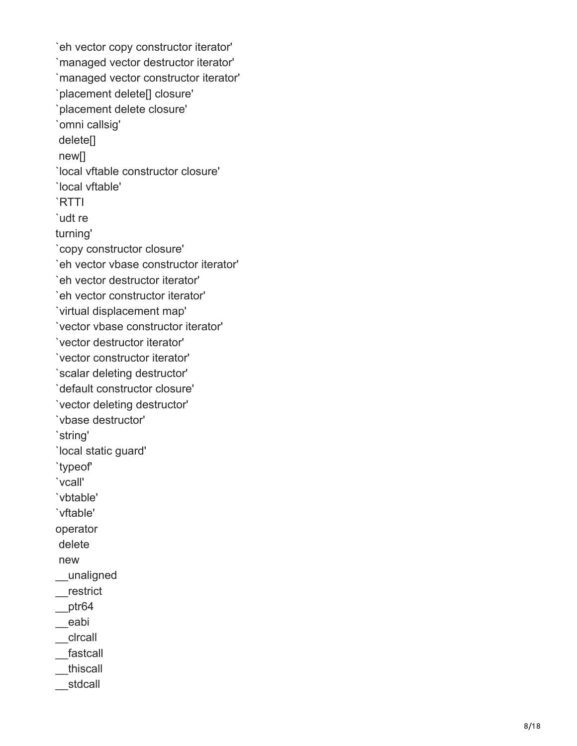`eh vector copy constructor iterator'
`managed vector destructor iterator'
`managed vector constructor iterator'
`placement delete[] closure'
`placement delete closure'
`omni callsig'
 delete[]
 new[]
`local vftable constructor closure'
`local vftable'
`RTTI
`udt re
turning'
`copy constructor closure'
`eh vector vbase constructor iterator'
`eh vector destructor iterator'
`eh vector constructor iterator'
`virtual displacement map'
`vector vbase constructor iterator'
`vector destructor iterator'
`vector constructor iterator'
`scalar deleting destructor'
`default constructor closure'
`vector deleting destructor'
`vbase destructor'
`string'
`local static guard'
`typeof'
`vcall'
`vbtable'
`vftable'
operator
 delete
 new
__unaligned
__restrict
__ptr64
__eabi
__clrcall
__fastcall
__thiscall
__stdcall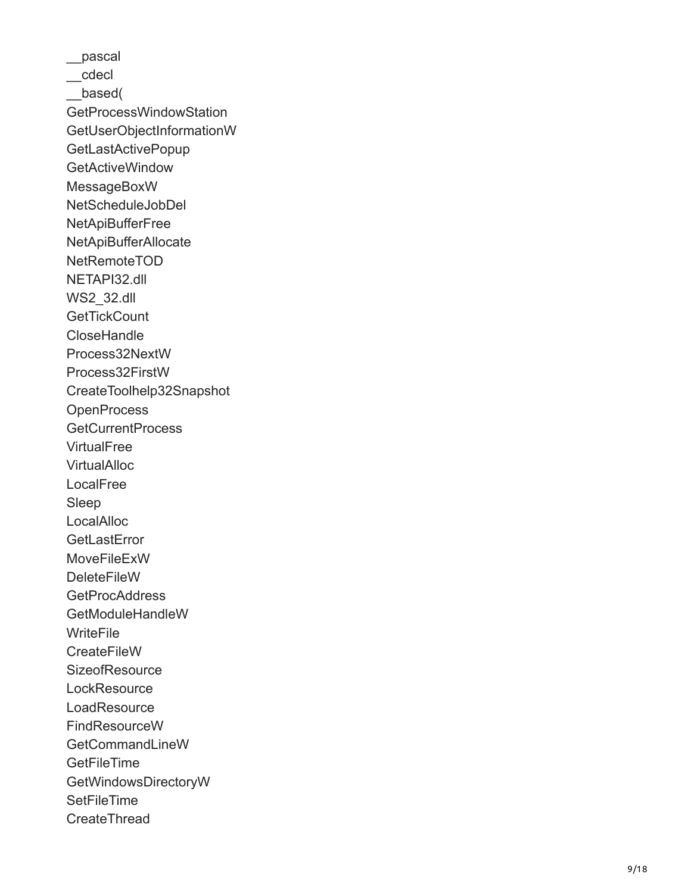__pascal  
__cdecl  
__based(  
GetProcessWindowStation  
GetUserObjectInformationW  
GetLastActivePopup  
GetActiveWindow  
MessageBoxW  
NetScheduleJobDel  
NetApiBufferFree  
NetApiBufferAllocate  
NetRemoteTOD  
NETAPI32.dll  
WS2_32.dll  
GetTickCount  
CloseHandle  
Process32NextW  
Process32FirstW  
CreateToolhelp32Snapshot  
OpenProcess  
GetCurrentProcess  
VirtualFree  
VirtualAlloc  
LocalFree  
Sleep  
LocalAlloc  
GetLastError  
MoveFileExW  
DeleteFileW  
GetProcAddress  
GetModuleHandleW  
WriteFile  
CreateFileW  
SizeofResource  
LockResource  
LoadResource  
FindResourceW  
GetCommandLineW  
GetFileTime  
GetWindowsDirectoryW  
SetFileTime  
CreateThread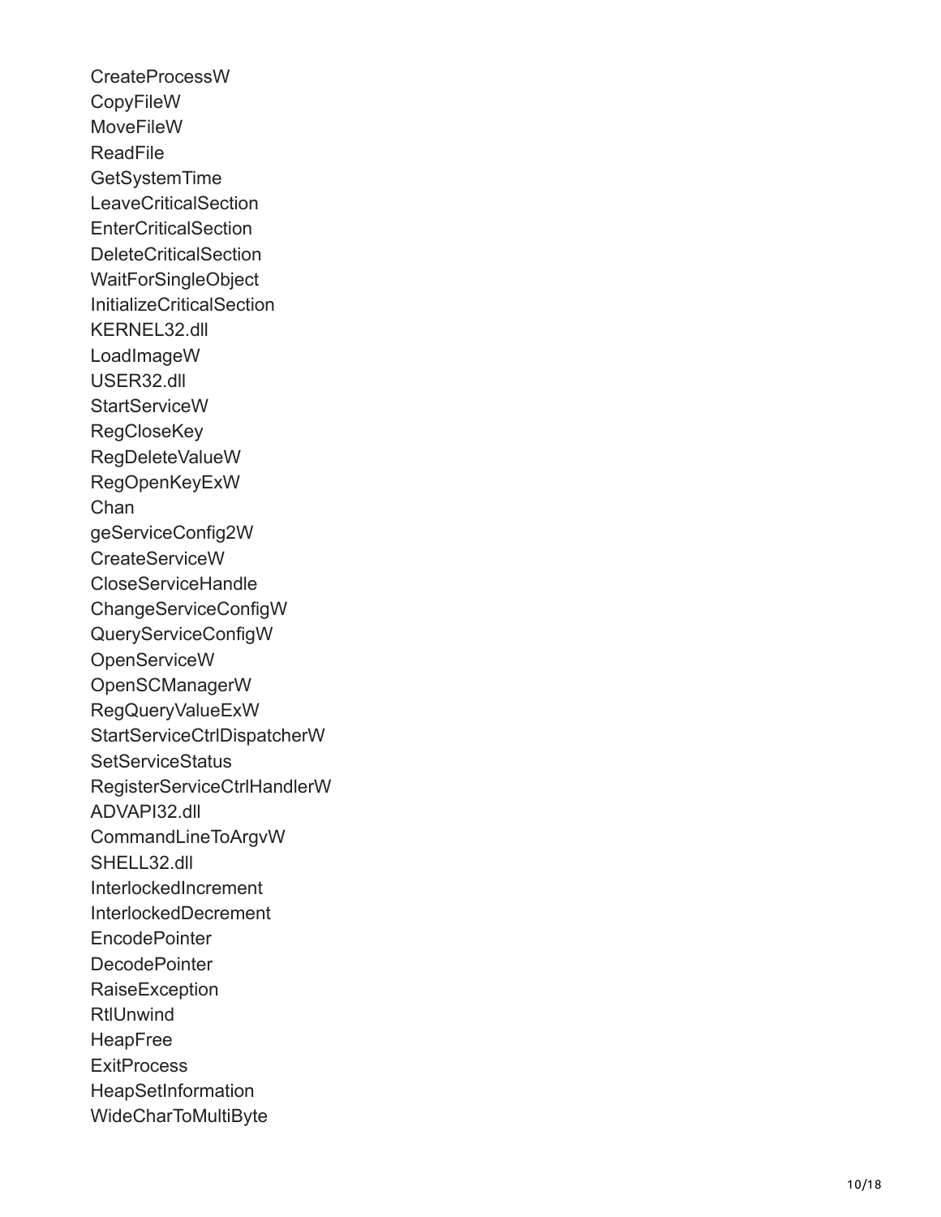CreateProcessW
CopyFileW
MoveFileW
ReadFile
GetSystemTime
LeaveCriticalSection
EnterCriticalSection
DeleteCriticalSection
WaitForSingleObject
InitializeCriticalSection
KERNEL32.dll
LoadImageW
USER32.dll
StartServiceW
RegCloseKey
RegDeleteValueW
RegOpenKeyExW
Chan
geServiceConfig2W
CreateServiceW
CloseServiceHandle
ChangeServiceConfigW
QueryServiceConfigW
OpenServiceW
OpenSCManagerW
RegQueryValueExW
StartServiceCtrlDispatcherW
SetServiceStatus
RegisterServiceCtrlHandlerW
ADVAPI32.dll
CommandLineToArgvW
SHELL32.dll
InterlockedIncrement
InterlockedDecrement
EncodePointer
DecodePointer
RaiseException
RtlUnwind
HeapFree
ExitProcess
HeapSetInformation
WideCharToMultiByte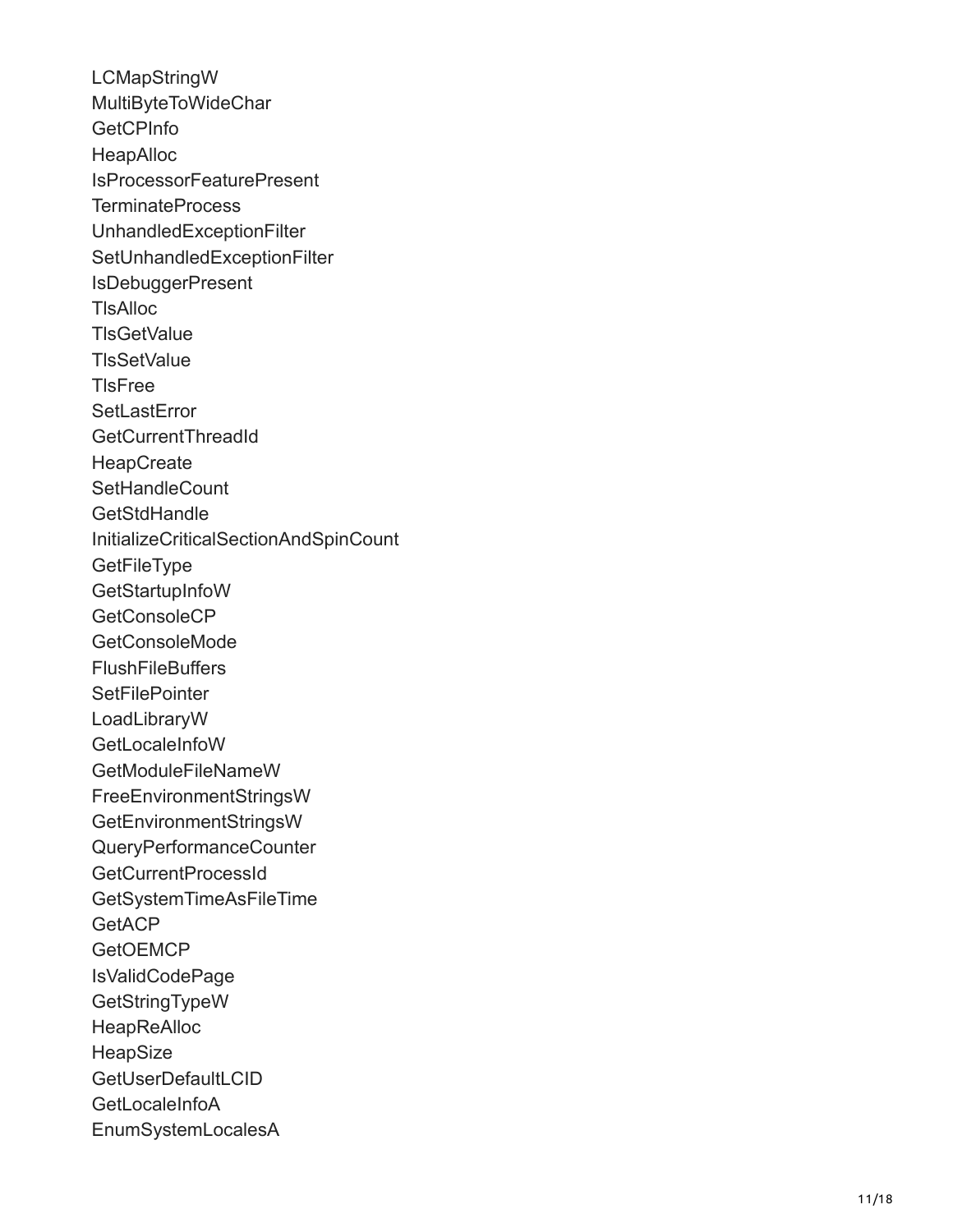LCMapStringW
MultiByteToWideChar
GetCPInfo
HeapAlloc
IsProcessorFeaturePresent
TerminateProcess
UnhandledExceptionFilter
SetUnhandledExceptionFilter
IsDebuggerPresent
TlsAlloc
TlsGetValue
TlsSetValue
TlsFree
SetLastError
GetCurrentThreadId
HeapCreate
SetHandleCount
GetStdHandle
InitializeCriticalSectionAndSpinCount
GetFileType
GetStartupInfoW
GetConsoleCP
GetConsoleMode
FlushFileBuffers
SetFilePointer
LoadLibraryW
GetLocaleInfoW
GetModuleFileNameW
FreeEnvironmentStringsW
GetEnvironmentStringsW
QueryPerformanceCounter
GetCurrentProcessId
GetSystemTimeAsFileTime
GetACP
GetOEMCP
IsValidCodePage
GetStringTypeW
HeapReAlloc
HeapSize
GetUserDefaultLCID
GetLocaleInfoA
EnumSystemLocalesA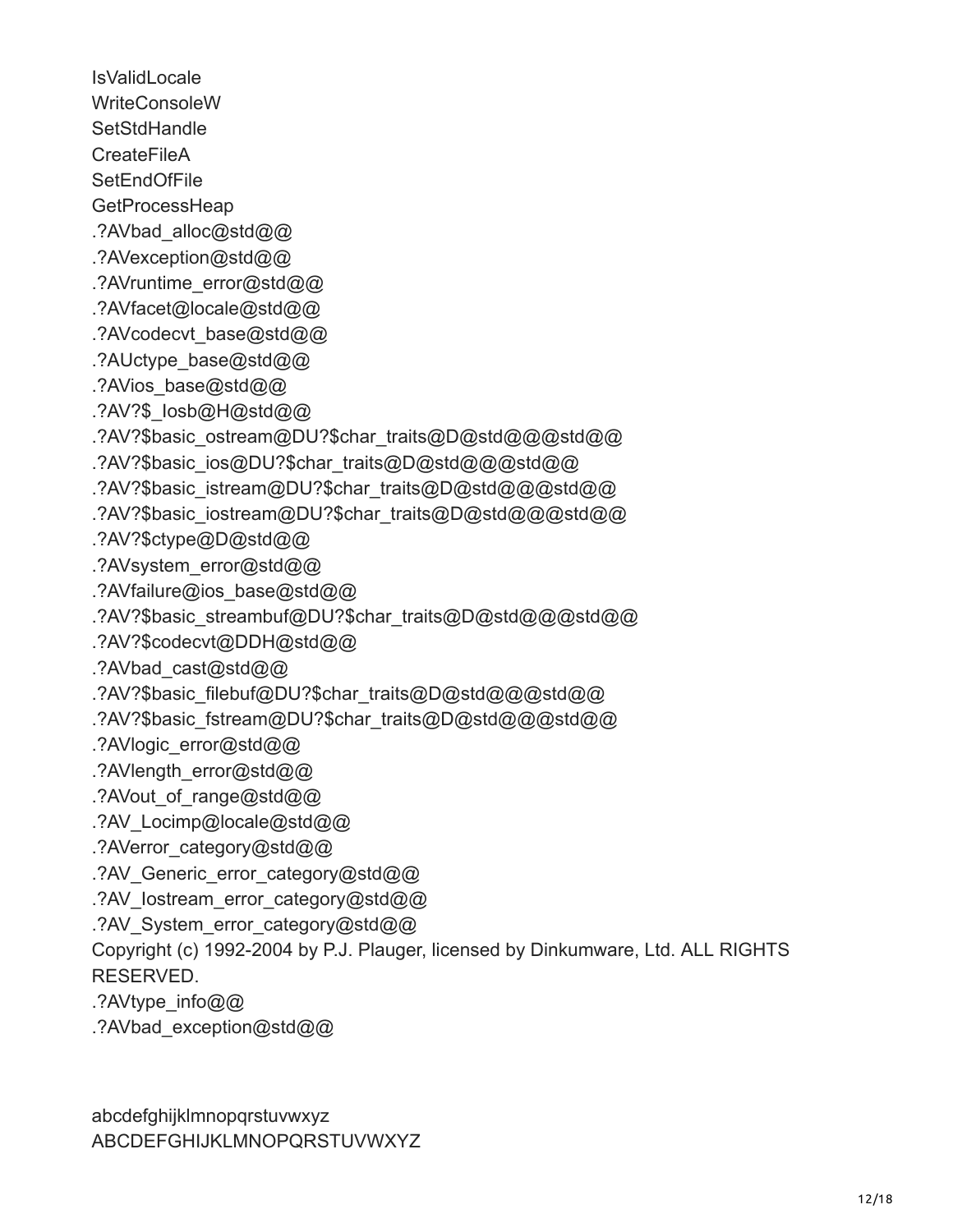IsValidLocale
WriteConsoleW
SetStdHandle
CreateFileA
SetEndOfFile
GetProcessHeap
.?AVbad_alloc@std@@
.?AVexception@std@@
.?AVruntime_error@std@@
.?AVfacet@locale@std@@
.?AVcodecvt_base@std@@
.?AUctype_base@std@@
.?AVios_base@std@@
.?AV?$_Iosb@H@std@@
.?AV?$basic_ostream@DU?$char_traits@D@std@@@std@@
.?AV?$basic_ios@DU?$char_traits@D@std@@@std@@
.?AV?$basic_istream@DU?$char_traits@D@std@@@std@@
.?AV?$basic_iostream@DU?$char_traits@D@std@@@std@@
.?AV?$ctype@D@std@@
.?AVsystem_error@std@@
.?AVfailure@ios_base@std@@
.?AV?$basic_streambuf@DU?$char_traits@D@std@@@std@@
.?AV?$codecvt@DDH@std@@
.?AVbad_cast@std@@
.?AV?$basic_filebuf@DU?$char_traits@D@std@@@std@@
.?AV?$basic_fstream@DU?$char_traits@D@std@@@std@@
.?AVlogic_error@std@@
.?AVlength_error@std@@
.?AVout_of_range@std@@
.?AV_Locimp@locale@std@@
.?AVerror_category@std@@
.?AV_Generic_error_category@std@@
.?AV_Iostream_error_category@std@@
.?AV_System_error_category@std@@
Copyright (c) 1992-2004 by P.J. Plauger, licensed by Dinkumware, Ltd. ALL RIGHTS RESERVED.
.?AVtype_info@@
.?AVbad_exception@std@@

abcdefghijklmnopqrstuvwxyz
ABCDEFGHIJKLMNOPQRSTUVWXYZ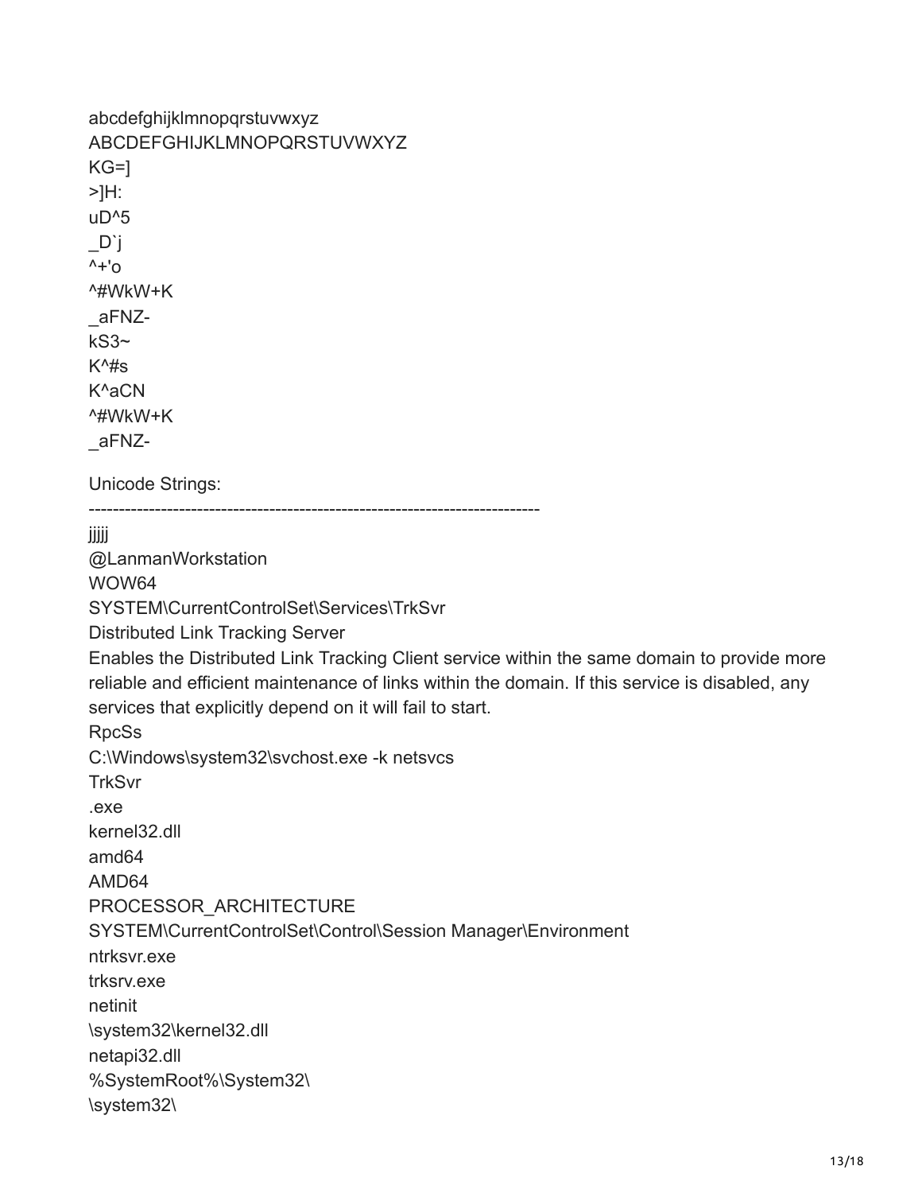abcdefghijklmnopqrstuvwxyz
ABCDEFGHIJKLMNOPQRSTUVWXYZ
KG=]
>]H:
uD^5
_D`j
^+'o
^#WkW+K
_aFNZ-
kS3~
K^#s
K^aCN
^#WkW+K
_aFNZ-

Unicode Strings:

---------------------------------------------------------------------------

jjjjj
@LanmanWorkstation
WOW64
SYSTEM\CurrentControlSet\Services\TrkSvr
Distributed Link Tracking Server
Enables the Distributed Link Tracking Client service within the same domain to provide more reliable and efficient maintenance of links within the domain. If this service is disabled, any services that explicitly depend on it will fail to start.
RpcSs
C:\Windows\system32\svchost.exe -k netsvcs
TrkSvr
.exe
kernel32.dll
amd64
AMD64
PROCESSOR_ARCHITECTURE
SYSTEM\CurrentControlSet\Control\Session Manager\Environment
ntrksvr.exe
trksrv.exe
netinit
\system32\kernel32.dll
netapi32.dll
%SystemRoot%\System32\
\system32\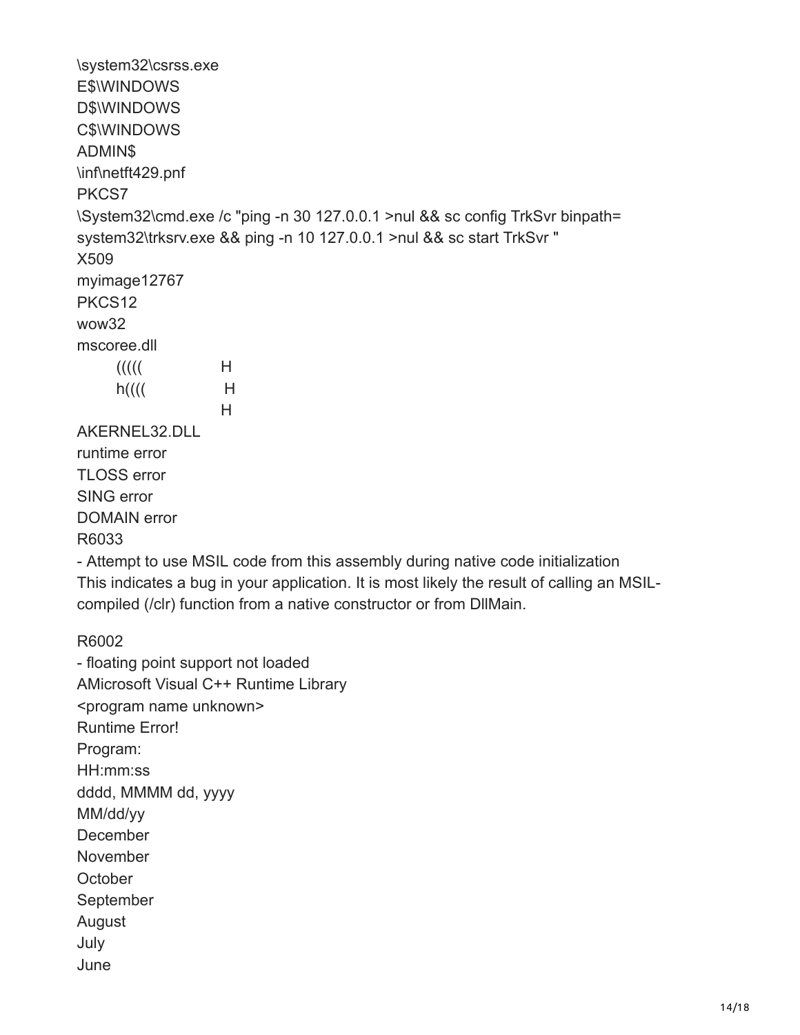\system32\csrss.exe
E$\WINDOWS
D$\WINDOWS
C$\WINDOWS
ADMIN$
\inf\netft429.pnf
PKCS7
\System32\cmd.exe /c "ping -n 30 127.0.0.1 >nul && sc config TrkSvr binpath= system32\trksrv.exe && ping -n 10 127.0.0.1 >nul && sc start TrkSvr "
X509
myimage12767
PKCS12
wow32
mscoree.dll
(((((                H
h((((                H
                     H
AKERNEL32.DLL
runtime error
TLOSS error
SING error
DOMAIN error
R6033
- Attempt to use MSIL code from this assembly during native code initialization
This indicates a bug in your application. It is most likely the result of calling an MSIL-compiled (/clr) function from a native constructor or from DllMain.

R6002
- floating point support not loaded
AMicrosoft Visual C++ Runtime Library
<program name unknown>
Runtime Error!
Program:
HH:mm:ss
dddd, MMMM dd, yyyy
MM/dd/yy
December
November
October
September
August
July
June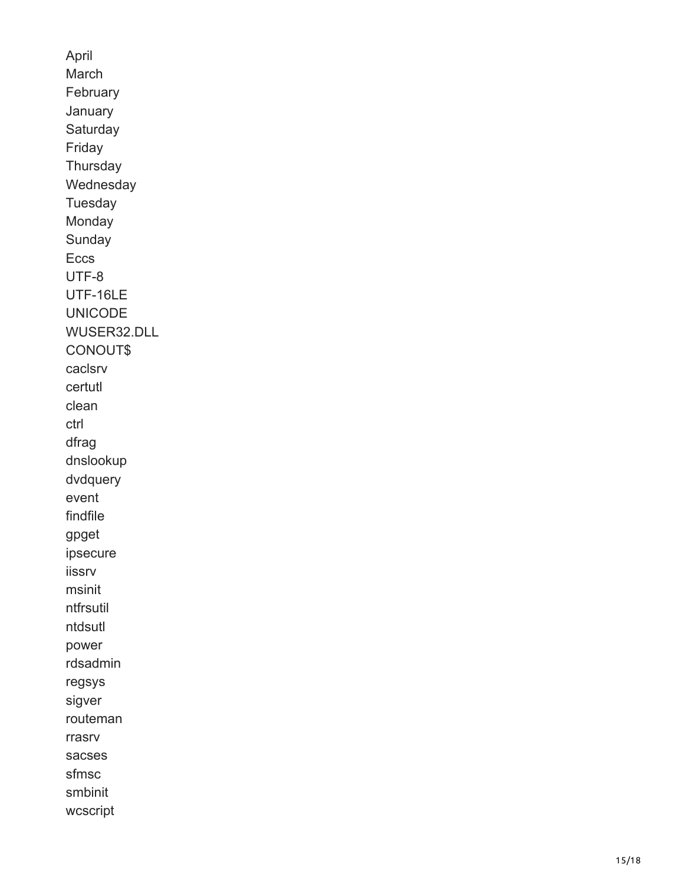April
March
February
January
Saturday
Friday
Thursday
Wednesday
Tuesday
Monday
Sunday
Eccs
UTF-8
UTF-16LE
UNICODE
WUSER32.DLL
CONOUT$
caclsrv
certutl
clean
ctrl
dfrag
dnslookup
dvdquery
event
findfile
gpget
ipsecure
iissrv
msinit
ntfrsutil
ntdsutl
power
rdsadmin
regsys
sigver
routeman
rrasrv
sacses
sfmsc
smbinit
wcscript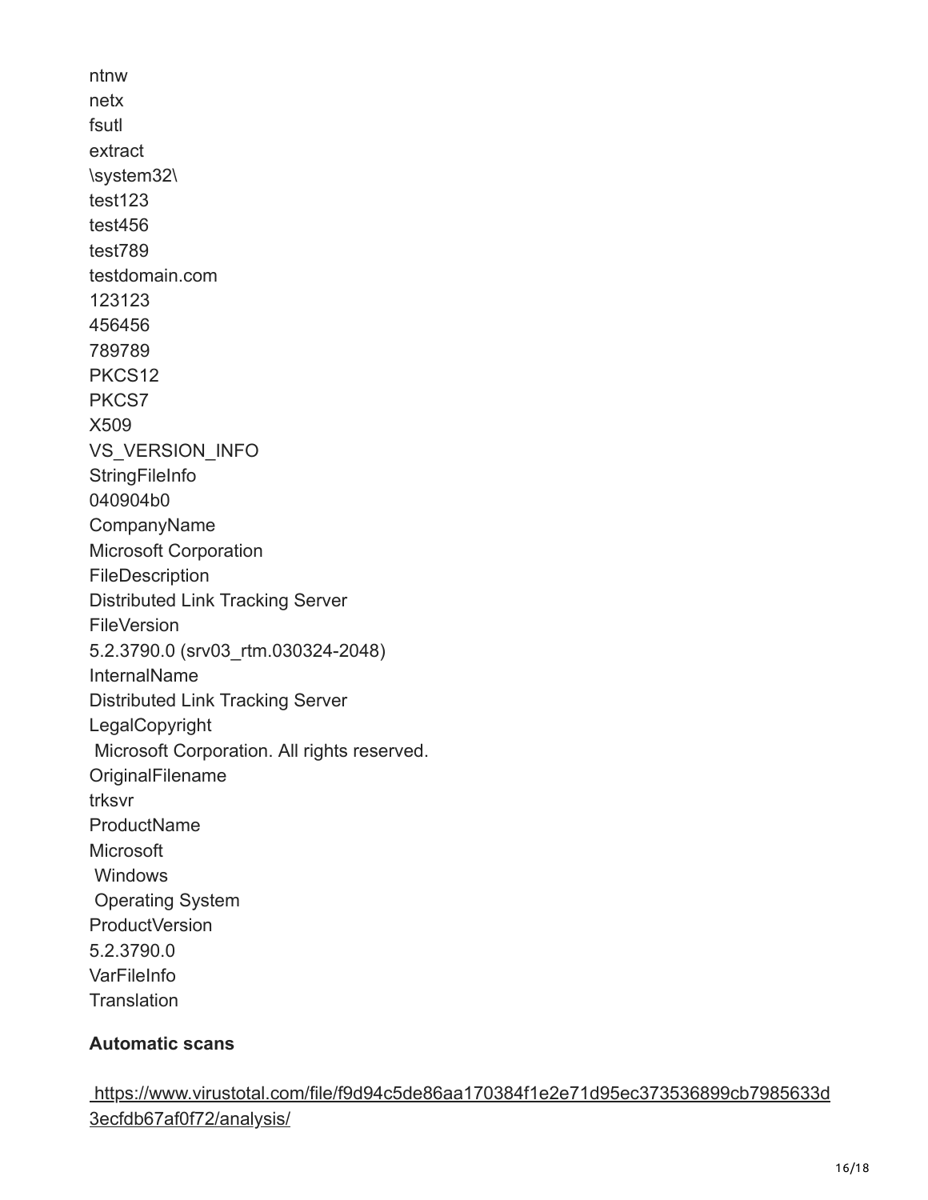ntnw
netx
fsutl
extract
\system32\
test123
test456
test789
testdomain.com
123123
456456
789789
PKCS12
PKCS7
X509
VS_VERSION_INFO
StringFileInfo
040904b0
CompanyName
Microsoft Corporation
FileDescription
Distributed Link Tracking Server
FileVersion
5.2.3790.0 (srv03_rtm.030324-2048)
InternalName
Distributed Link Tracking Server
LegalCopyright
 Microsoft Corporation. All rights reserved.
OriginalFilename
trksvr
ProductName
Microsoft
 Windows
 Operating System
ProductVersion
5.2.3790.0
VarFileInfo
Translation

**Automatic scans**

https://www.virustotal.com/file/f9d94c5de86aa170384f1e2e71d95ec373536899cb7985633d3ecfdb67af0f72/analysis/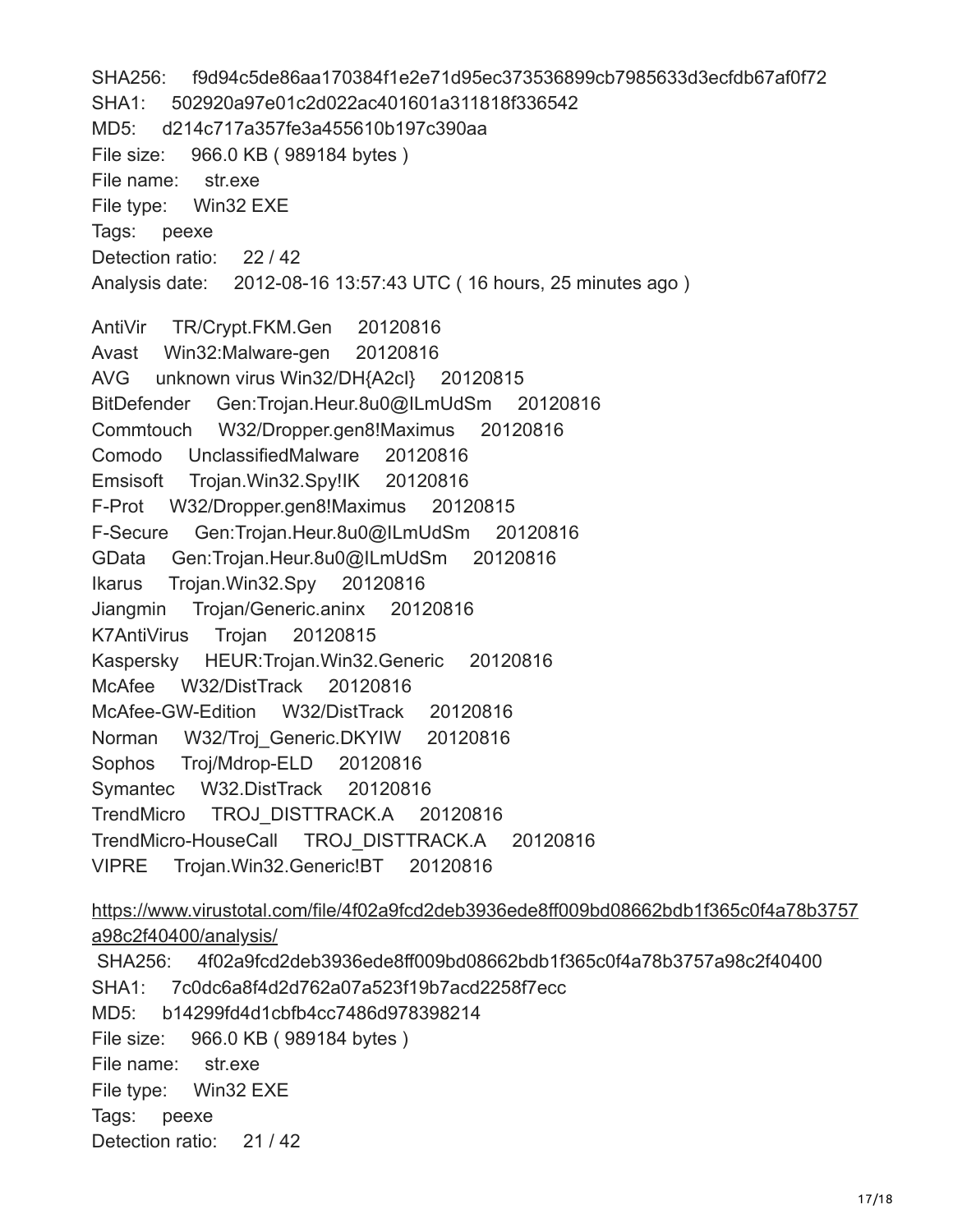SHA256: f9d94c5de86aa170384f1e2e71d95ec373536899cb7985633d3ecfdb67af0f72
SHA1: 502920a97e01c2d022ac401601a311818f336542
MD5: d214c717a357fe3a455610b197c390aa
File size: 966.0 KB ( 989184 bytes )
File name: str.exe
File type: Win32 EXE
Tags: peexe
Detection ratio: 22 / 42
Analysis date: 2012-08-16 13:57:43 UTC ( 16 hours, 25 minutes ago )

AntiVir TR/Crypt.FKM.Gen 20120816
Avast Win32:Malware-gen 20120816
AVG unknown virus Win32/DH{A2cI} 20120815
BitDefender Gen:Trojan.Heur.8u0@ILmUdSm 20120816
Commtouch W32/Dropper.gen8!Maximus 20120816
Comodo UnclassifiedMalware 20120816
Emsisoft Trojan.Win32.Spy!IK 20120816
F-Prot W32/Dropper.gen8!Maximus 20120815
F-Secure Gen:Trojan.Heur.8u0@ILmUdSm 20120816
GData Gen:Trojan.Heur.8u0@ILmUdSm 20120816
Ikarus Trojan.Win32.Spy 20120816
Jiangmin Trojan/Generic.aninx 20120816
K7AntiVirus Trojan 20120815
Kaspersky HEUR:Trojan.Win32.Generic 20120816
McAfee W32/DistTrack 20120816
McAfee-GW-Edition W32/DistTrack 20120816
Norman W32/Troj_Generic.DKYIW 20120816
Sophos Troj/Mdrop-ELD 20120816
Symantec W32.DistTrack 20120816
TrendMicro TROJ_DISTTRACK.A 20120816
TrendMicro-HouseCall TROJ_DISTTRACK.A 20120816
VIPRE Trojan.Win32.Generic!BT 20120816

https://www.virustotal.com/file/4f02a9fcd2deb3936ede8ff009bd08662bdb1f365c0f4a78b3757a98c2f40400/analysis/

SHA256: 4f02a9fcd2deb3936ede8ff009bd08662bdb1f365c0f4a78b3757a98c2f40400
SHA1: 7c0dc6a8f4d2d762a07a523f19b7acd2258f7ecc
MD5: b14299fd4d1cbfb4cc7486d978398214
File size: 966.0 KB ( 989184 bytes )
File name: str.exe
File type: Win32 EXE
Tags: peexe
Detection ratio: 21 / 42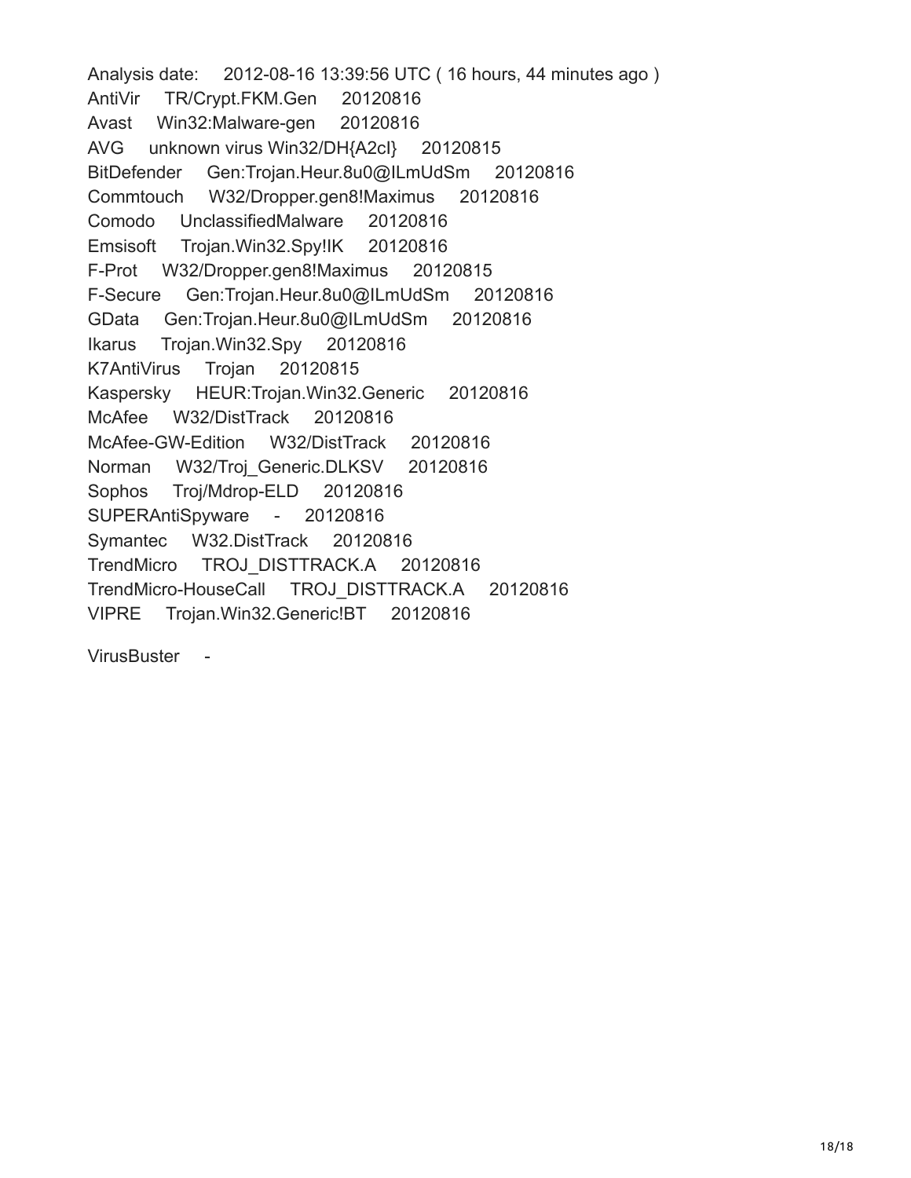Analysis date: 2012-08-16 13:39:56 UTC ( 16 hours, 44 minutes ago )

AntiVir TR/Crypt.FKM.Gen 20120816

Avast Win32:Malware-gen 20120816

AVG unknown virus Win32/DH{A2cI} 20120815

BitDefender Gen:Trojan.Heur.8u0@ILmUdSm 20120816

Commtouch W32/Dropper.gen8!Maximus 20120816

Comodo UnclassifiedMalware 20120816

Emsisoft Trojan.Win32.Spy!IK 20120816

F-Prot W32/Dropper.gen8!Maximus 20120815

F-Secure Gen:Trojan.Heur.8u0@ILmUdSm 20120816

GData Gen:Trojan.Heur.8u0@ILmUdSm 20120816

Ikarus Trojan.Win32.Spy 20120816

K7AntiVirus Trojan 20120815

Kaspersky HEUR:Trojan.Win32.Generic 20120816

McAfee W32/DistTrack 20120816

McAfee-GW-Edition W32/DistTrack 20120816

Norman W32/Troj_Generic.DLKSV 20120816

Sophos Troj/Mdrop-ELD 20120816

SUPERAntiSpyware - 20120816

Symantec W32.DistTrack 20120816

TrendMicro TROJ_DISTTRACK.A 20120816

TrendMicro-HouseCall TROJ_DISTTRACK.A 20120816

VIPRE Trojan.Win32.Generic!BT 20120816

VirusBuster -